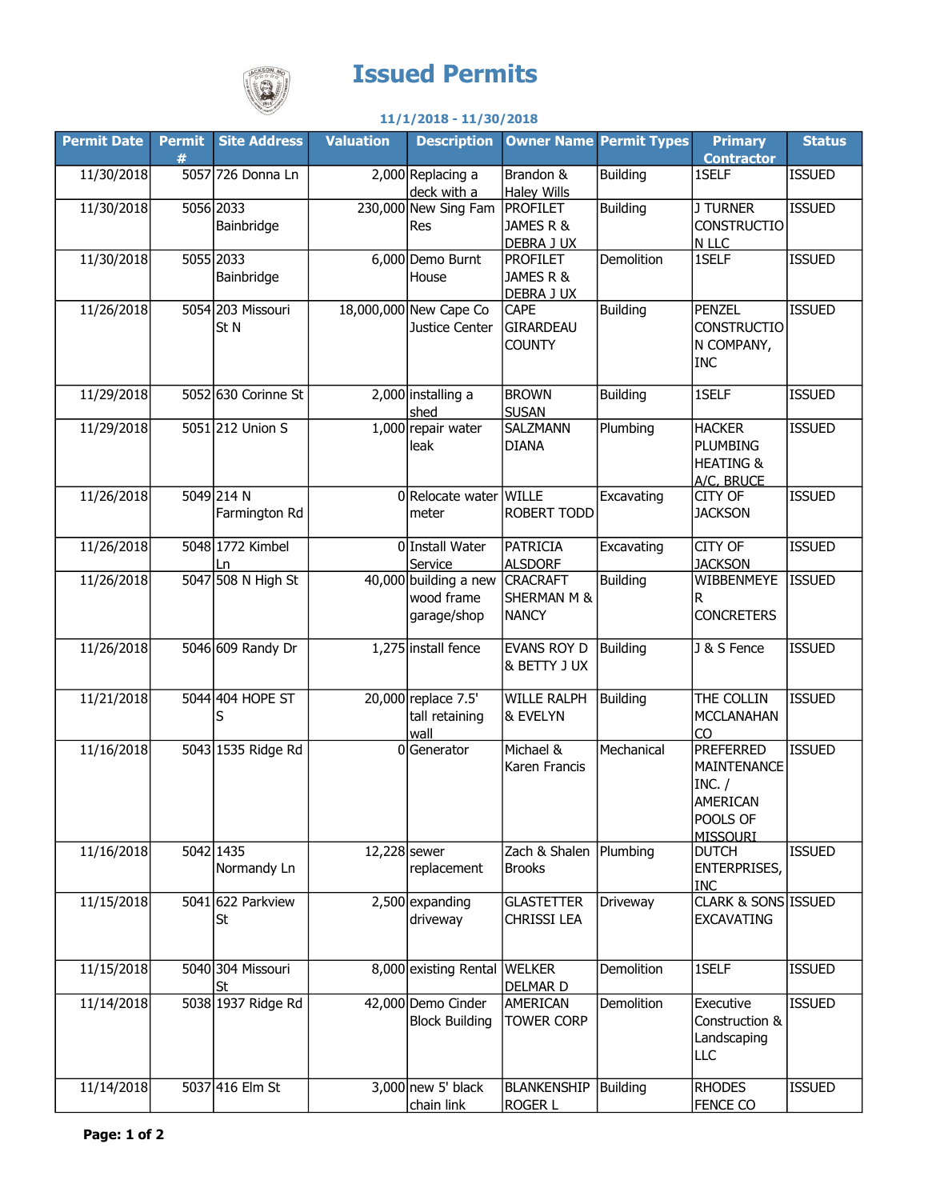# Issued Permits

**11/1/2018 - 11/30/2018**

| Permit Date | Permit # | Site Address | Valuation | Description | Owner Name | Permit Types | Primary Contractor | Status |
|---|---|---|---|---|---|---|---|---|
| 11/30/2018 | 5057 | 726 Donna Ln | 2,000 | Replacing a deck with a | Brandon & Haley Wills | Building | 1SELF | ISSUED |
| 11/30/2018 | 5056 | 2033 Bainbridge | 230,000 | New Sing Fam Res | PROFILET JAMES R & DEBRA J UX | Building | J TURNER CONSTRUCTION LLC | ISSUED |
| 11/30/2018 | 5055 | 2033 Bainbridge | 6,000 | Demo Burnt House | PROFILET JAMES R & DEBRA J UX | Demolition | 1SELF | ISSUED |
| 11/26/2018 | 5054 | 203 Missouri St N | 18,000,000 | New Cape Co Justice Center | CAPE GIRARDEAU COUNTY | Building | PENZEL CONSTRUCTION COMPANY, INC | ISSUED |
| 11/29/2018 | 5052 | 630 Corinne St | 2,000 | installing a shed | BROWN SUSAN | Building | 1SELF | ISSUED |
| 11/29/2018 | 5051 | 212 Union S | 1,000 | repair water leak | SALZMANN DIANA | Plumbing | HACKER PLUMBING HEATING & A/C, BRUCE | ISSUED |
| 11/26/2018 | 5049 | 214 N Farmington Rd | 0 | Relocate water meter | WILLE ROBERT TODD | Excavating | CITY OF JACKSON | ISSUED |
| 11/26/2018 | 5048 | 1772 Kimbel Ln | 0 | Install Water Service | PATRICIA ALSDORF | Excavating | CITY OF JACKSON | ISSUED |
| 11/26/2018 | 5047 | 508 N High St | 40,000 | building a new wood frame garage/shop | CRACRAFT SHERMAN M & NANCY | Building | WIBBENMEYER CONCRETERS | ISSUED |
| 11/26/2018 | 5046 | 609 Randy Dr | 1,275 | install fence | EVANS ROY D & BETTY J UX | Building | J & S Fence | ISSUED |
| 11/21/2018 | 5044 | 404 HOPE ST S | 20,000 | replace 7.5' tall retaining wall | WILLE RALPH & EVELYN | Building | THE COLLIN MCCLANAHAN CO | ISSUED |
| 11/16/2018 | 5043 | 1535 Ridge Rd | 0 | Generator | Michael & Karen Francis | Mechanical | PREFERRED MAINTENANCE INC. / AMERICAN POOLS OF MISSOURI | ISSUED |
| 11/16/2018 | 5042 | 1435 Normandy Ln | 12,228 | sewer replacement | Zach & Shalen Brooks | Plumbing | DUTCH ENTERPRISES, INC | ISSUED |
| 11/15/2018 | 5041 | 622 Parkview St | 2,500 | expanding driveway | GLASTETTER CHRISSI LEA | Driveway | CLARK & SONS EXCAVATING | ISSUED |
| 11/15/2018 | 5040 | 304 Missouri St | 8,000 | existing Rental | WELKER DELMAR D | Demolition | 1SELF | ISSUED |
| 11/14/2018 | 5038 | 1937 Ridge Rd | 42,000 | Demo Cinder Block Building | AMERICAN TOWER CORP | Demolition | Executive Construction & Landscaping LLC | ISSUED |
| 11/14/2018 | 5037 | 416 Elm St | 3,000 | new 5' black chain link | BLANKENSHIP ROGER L | Building | RHODES FENCE CO | ISSUED |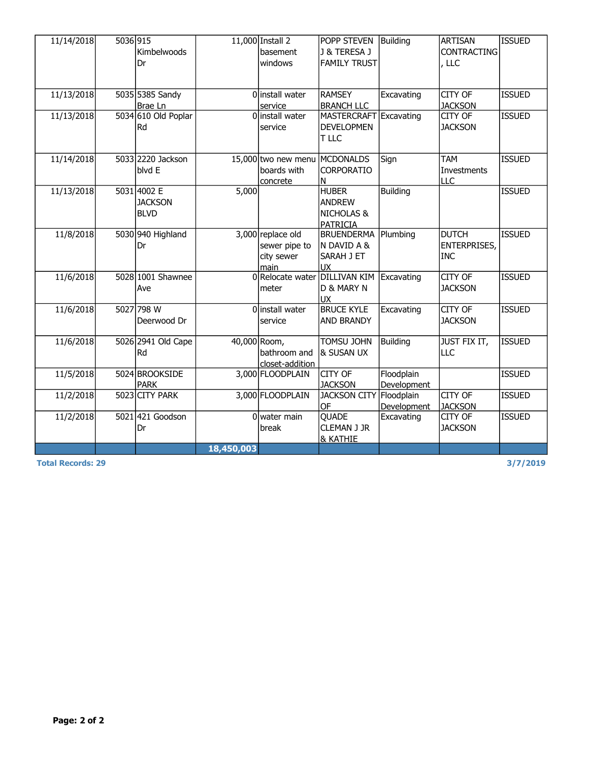| | | | | | | | | |
|---|---|---|---|---|---|---|---|---|
| 11/14/2018 | 5036 | 915 Kimbelwoods Dr | 11,000 | Install 2 basement windows | POPP STEVEN J & TERESA J FAMILY TRUST | Building | ARTISAN CONTRACTING , LLC | ISSUED |
| 11/13/2018 | 5035 | 5385 Sandy Brae Ln | 0 | install water service | RAMSEY BRANCH LLC | Excavating | CITY OF JACKSON | ISSUED |
| 11/13/2018 | 5034 | 610 Old Poplar Rd | 0 | install water service | MASTERCRAFT DEVELOPMEN T LLC | Excavating | CITY OF JACKSON | ISSUED |
| 11/14/2018 | 5033 | 2220 Jackson blvd E | 15,000 | two new menu boards with concrete | MCDONALDS CORPORATIO N | Sign | TAM Investments LLC | ISSUED |
| 11/13/2018 | 5031 | 4002 E JACKSON BLVD | 5,000 | | HUBER ANDREW NICHOLAS & PATRICIA | Building | | ISSUED |
| 11/8/2018 | 5030 | 940 Highland Dr | 3,000 | replace old sewer pipe to city sewer main | BRUENDERMA N DAVID A & SARAH J ET UX | Plumbing | DUTCH ENTERPRISES, INC | ISSUED |
| 11/6/2018 | 5028 | 1001 Shawnee Ave | 0 | Relocate water meter | DILLIVAN KIM D & MARY N UX | Excavating | CITY OF JACKSON | ISSUED |
| 11/6/2018 | 5027 | 798 W Deerwood Dr | 0 | install water service | BRUCE KYLE AND BRANDY | Excavating | CITY OF JACKSON | ISSUED |
| 11/6/2018 | 5026 | 2941 Old Cape Rd | 40,000 | Room, bathroom and closet-addition | TOMSU JOHN & SUSAN UX | Building | JUST FIX IT, LLC | ISSUED |
| 11/5/2018 | 5024 | BROOKSIDE PARK | 3,000 | FLOODPLAIN | CITY OF JACKSON | Floodplain Development | | ISSUED |
| 11/2/2018 | 5023 | CITY PARK | 3,000 | FLOODPLAIN | JACKSON CITY OF | Floodplain Development | CITY OF JACKSON | ISSUED |
| 11/2/2018 | 5021 | 421 Goodson Dr | 0 | water main break | QUADE CLEMAN J JR & KATHIE | Excavating | CITY OF JACKSON | ISSUED |
| | | | **18,450,003** | | | | | |

**Total Records: 29**

**3/7/2019**